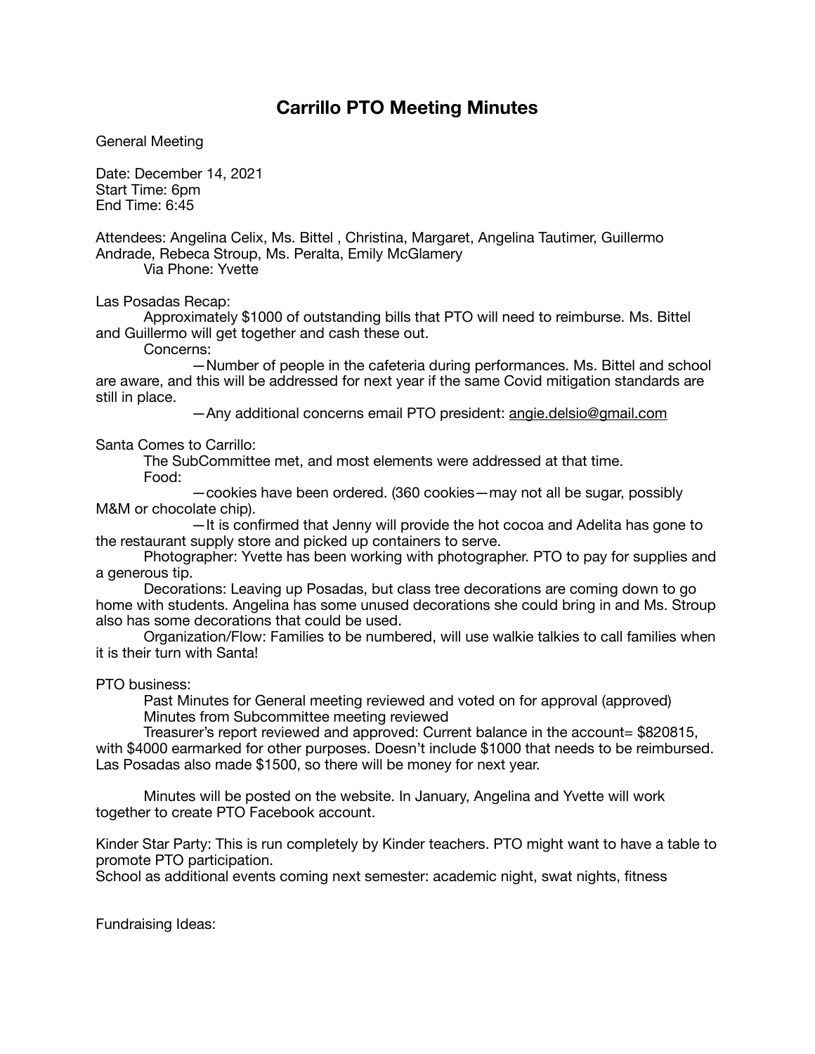# Carrillo PTO Meeting Minutes

General Meeting

Date: December 14, 2021
Start Time: 6pm
End Time: 6:45

Attendees: Angelina Celix, Ms. Bittel , Christina, Margaret, Angelina Tautimer, Guillermo Andrade, Rebeca Stroup, Ms. Peralta, Emily McGlamery
Via Phone: Yvette

Las Posadas Recap:

Approximately $1000 of outstanding bills that PTO will need to reimburse. Ms. Bittel and Guillermo will get together and cash these out.

Concerns:

—Number of people in the cafeteria during performances. Ms. Bittel and school are aware, and this will be addressed for next year if the same Covid mitigation standards are still in place.

—Any additional concerns email PTO president: angie.delsio@gmail.com

Santa Comes to Carrillo:

The SubCommittee met, and most elements were addressed at that time.

Food:

—cookies have been ordered. (360 cookies—may not all be sugar, possibly M&M or chocolate chip).

—It is confirmed that Jenny will provide the hot cocoa and Adelita has gone to the restaurant supply store and picked up containers to serve.

Photographer: Yvette has been working with photographer. PTO to pay for supplies and a generous tip.

Decorations: Leaving up Posadas, but class tree decorations are coming down to go home with students. Angelina has some unused decorations she could bring in and Ms. Stroup also has some decorations that could be used.

Organization/Flow: Families to be numbered, will use walkie talkies to call families when it is their turn with Santa!

PTO business:

Past Minutes for General meeting reviewed and voted on for approval (approved)

Minutes from Subcommittee meeting reviewed

Treasurer's report reviewed and approved: Current balance in the account= $820815, with $4000 earmarked for other purposes. Doesn't include $1000 that needs to be reimbursed. Las Posadas also made $1500, so there will be money for next year.

Minutes will be posted on the website. In January, Angelina and Yvette will work together to create PTO Facebook account.

Kinder Star Party: This is run completely by Kinder teachers. PTO might want to have a table to promote PTO participation.
School as additional events coming next semester: academic night, swat nights, fitness

Fundraising Ideas: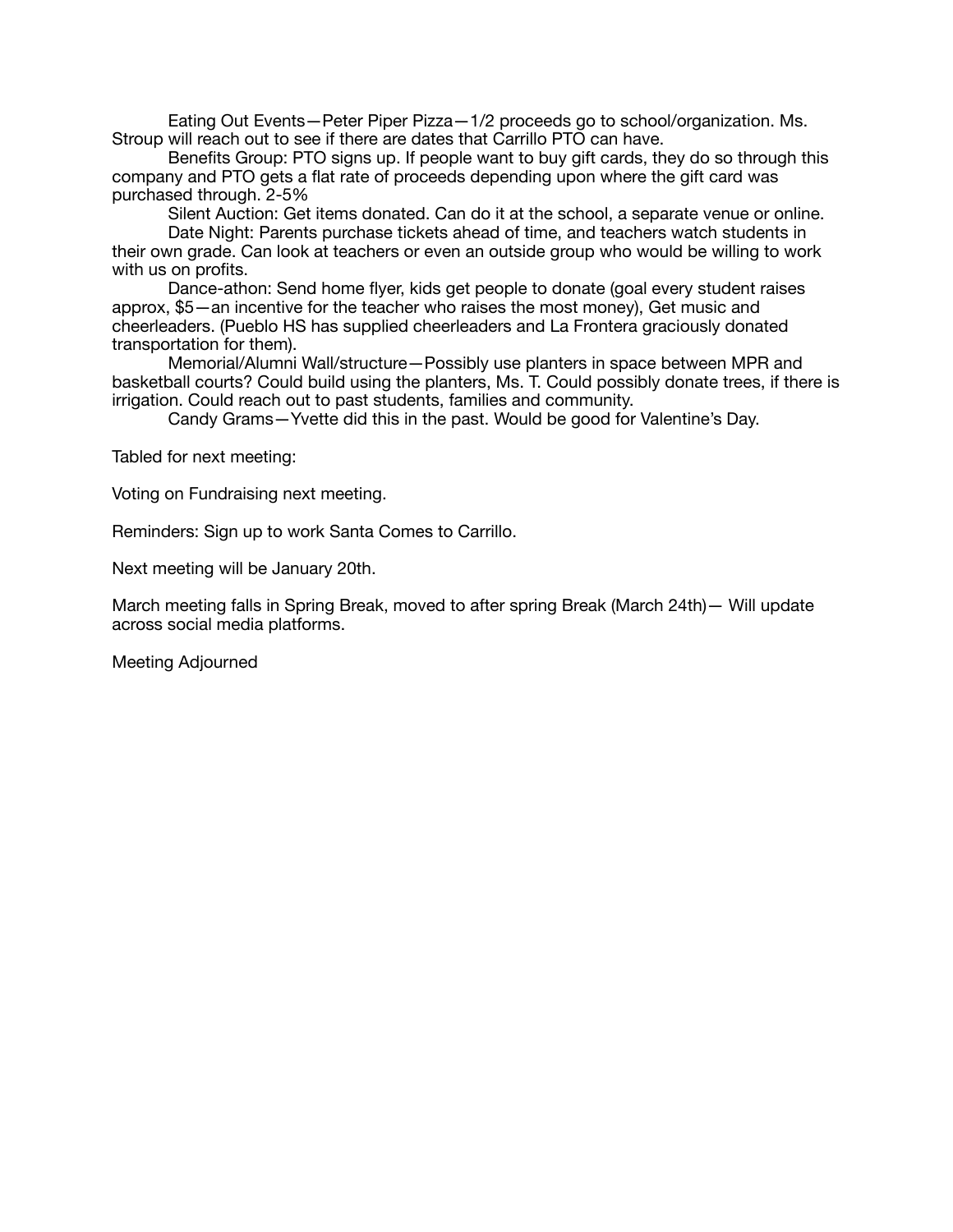Eating Out Events—Peter Piper Pizza—1/2 proceeds go to school/organization. Ms. Stroup will reach out to see if there are dates that Carrillo PTO can have.

Benefits Group: PTO signs up. If people want to buy gift cards, they do so through this company and PTO gets a flat rate of proceeds depending upon where the gift card was purchased through. 2-5%

Silent Auction: Get items donated. Can do it at the school, a separate venue or online.

Date Night: Parents purchase tickets ahead of time, and teachers watch students in their own grade. Can look at teachers or even an outside group who would be willing to work with us on profits.

Dance-athon: Send home flyer, kids get people to donate (goal every student raises approx, $5—an incentive for the teacher who raises the most money), Get music and cheerleaders. (Pueblo HS has supplied cheerleaders and La Frontera graciously donated transportation for them).

Memorial/Alumni Wall/structure—Possibly use planters in space between MPR and basketball courts? Could build using the planters, Ms. T. Could possibly donate trees, if there is irrigation. Could reach out to past students, families and community.

Candy Grams—Yvette did this in the past. Would be good for Valentine's Day.

Tabled for next meeting:

Voting on Fundraising next meeting.

Reminders: Sign up to work Santa Comes to Carrillo.

Next meeting will be January 20th.

March meeting falls in Spring Break, moved to after spring Break (March 24th)— Will update across social media platforms.

Meeting Adjourned